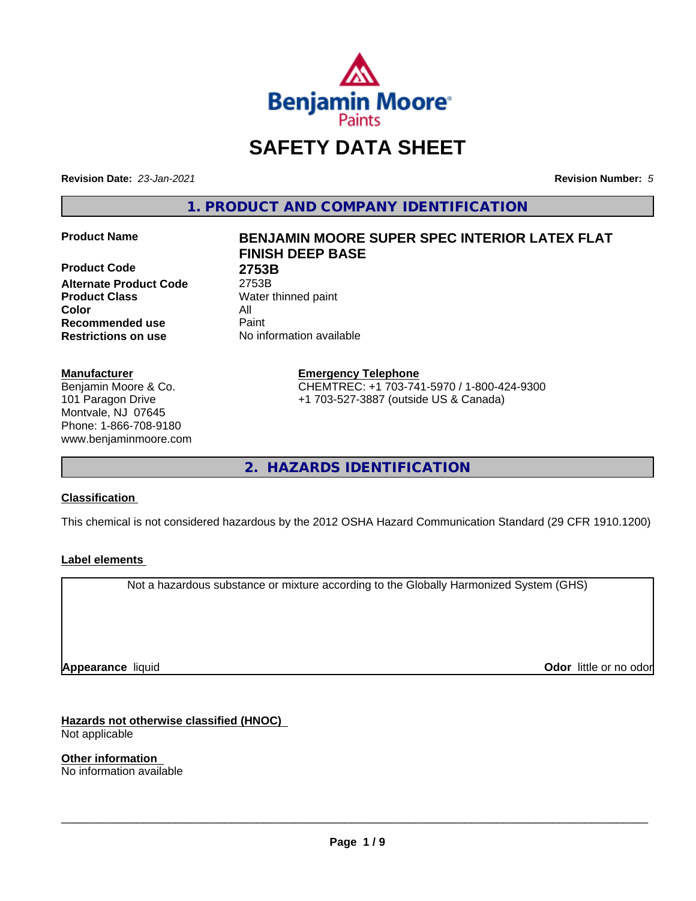# SAFETY DATA SHEET

**Revision Date:** *23-Jan-2021*

**Revision Number:** *5*

## 1. PRODUCT AND COMPANY IDENTIFICATION

| | |
|---|---|
| **Product Name** | **BENJAMIN MOORE SUPER SPEC INTERIOR LATEX FLAT FINISH DEEP BASE** |
| **Product Code** | **2753B** |
| **Alternate Product Code** | 2753B |
| **Product Class** | Water thinned paint |
| **Color** | All |
| **Recommended use** | Paint |
| **Restrictions on use** | No information available |

**Manufacturer**
Benjamin Moore & Co.
101 Paragon Drive
Montvale, NJ 07645
Phone: 1-866-708-9180
www.benjaminmoore.com

**Emergency Telephone**
CHEMTREC: +1 703-741-5970 / 1-800-424-9300
+1 703-527-3887 (outside US & Canada)

## 2. HAZARDS IDENTIFICATION

**Classification**

This chemical is not considered hazardous by the 2012 OSHA Hazard Communication Standard (29 CFR 1910.1200)

**Label elements**

Not a hazardous substance or mixture according to the Globally Harmonized System (GHS)

**Appearance** liquid

**Odor** little or no odor

**Hazards not otherwise classified (HNOC)**
Not applicable

**Other information**
No information available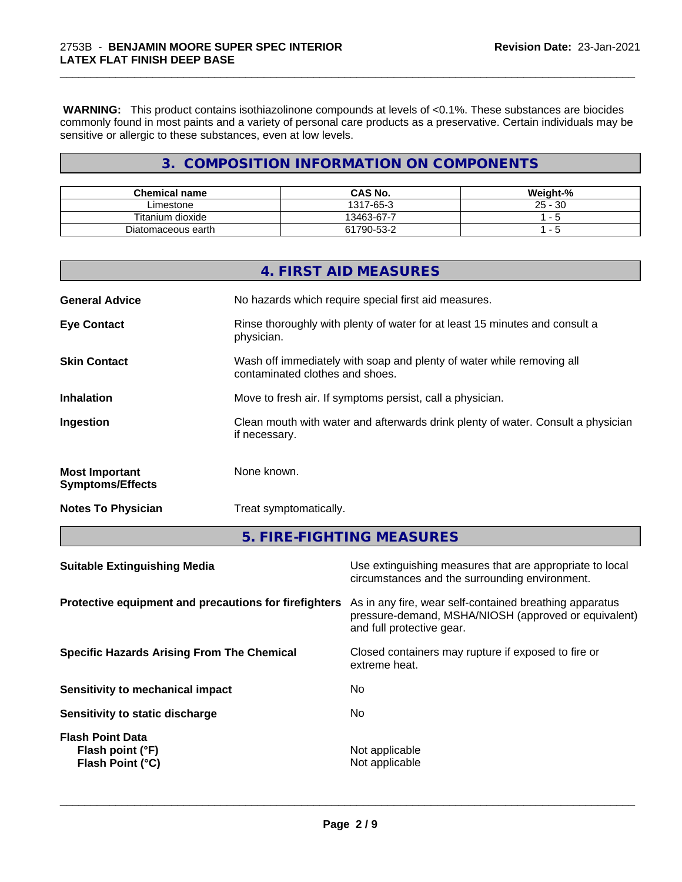**WARNING:** This product contains isothiazolinone compounds at levels of <0.1%. These substances are biocides commonly found in most paints and a variety of personal care products as a preservative. Certain individuals may be sensitive or allergic to these substances, even at low levels.

## 3. COMPOSITION INFORMATION ON COMPONENTS

| Chemical name | CAS No. | Weight-% |
|---|---|---|
| Limestone | 1317-65-3 | 25 - 30 |
| Titanium dioxide | 13463-67-7 | 1 - 5 |
| Diatomaceous earth | 61790-53-2 | 1 - 5 |

## 4. FIRST AID MEASURES

**General Advice** No hazards which require special first aid measures.

**Eye Contact** Rinse thoroughly with plenty of water for at least 15 minutes and consult a physician.

**Skin Contact** Wash off immediately with soap and plenty of water while removing all contaminated clothes and shoes.

**Inhalation** Move to fresh air. If symptoms persist, call a physician.

**Ingestion** Clean mouth with water and afterwards drink plenty of water. Consult a physician if necessary.

**Most Important Symptoms/Effects** None known.

**Notes To Physician** Treat symptomatically.

## 5. FIRE-FIGHTING MEASURES

**Suitable Extinguishing Media** Use extinguishing measures that are appropriate to local circumstances and the surrounding environment.

**Protective equipment and precautions for firefighters** As in any fire, wear self-contained breathing apparatus pressure-demand, MSHA/NIOSH (approved or equivalent) and full protective gear.

**Specific Hazards Arising From The Chemical** Closed containers may rupture if exposed to fire or extreme heat.

**Sensitivity to mechanical impact** No

**Sensitivity to static discharge** No

**Flash Point Data**
**Flash point (°F)** Not applicable
**Flash Point (°C)** Not applicable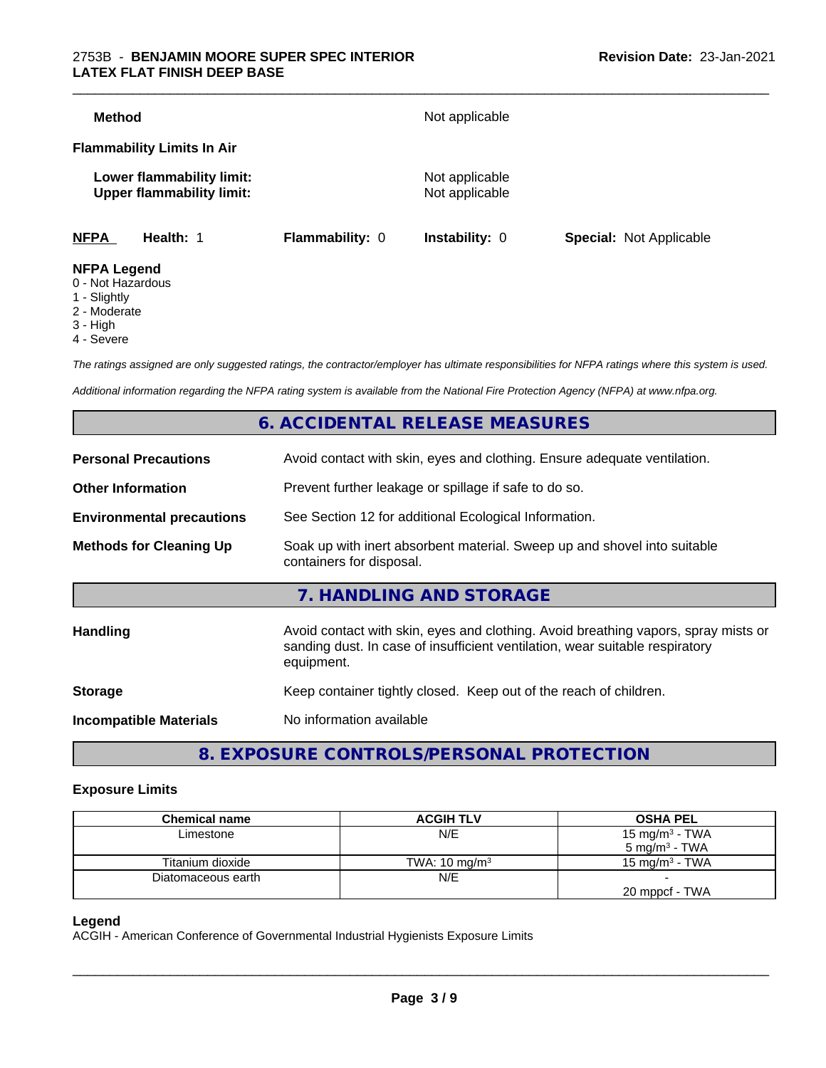**Method** Not applicable

**Flammability Limits In Air**

**Lower flammability limit:** Not applicable
**Upper flammability limit:** Not applicable

**NFPA** **Health:** 1 **Flammability:** 0 **Instability:** 0 **Special:** Not Applicable

**NFPA Legend**
0 - Not Hazardous
1 - Slightly
2 - Moderate
3 - High
4 - Severe

*The ratings assigned are only suggested ratings, the contractor/employer has ultimate responsibilities for NFPA ratings where this system is used.*

*Additional information regarding the NFPA rating system is available from the National Fire Protection Agency (NFPA) at www.nfpa.org.*

## 6. ACCIDENTAL RELEASE MEASURES

**Personal Precautions** Avoid contact with skin, eyes and clothing. Ensure adequate ventilation.

**Other Information** Prevent further leakage or spillage if safe to do so.

**Environmental precautions** See Section 12 for additional Ecological Information.

**Methods for Cleaning Up** Soak up with inert absorbent material. Sweep up and shovel into suitable containers for disposal.

## 7. HANDLING AND STORAGE

**Handling** Avoid contact with skin, eyes and clothing. Avoid breathing vapors, spray mists or sanding dust. In case of insufficient ventilation, wear suitable respiratory equipment.

**Storage** Keep container tightly closed. Keep out of the reach of children.

**Incompatible Materials** No information available

## 8. EXPOSURE CONTROLS/PERSONAL PROTECTION

### Exposure Limits

| Chemical name | ACGIH TLV | OSHA PEL |
|---|---|---|
| Limestone | N/E | 15 mg/m³ - TWA<br>5 mg/m³ - TWA |
| Titanium dioxide | TWA: 10 mg/m³ | 15 mg/m³ - TWA |
| Diatomaceous earth | N/E | -<br>20 mppcf - TWA |

**Legend**
ACGIH - American Conference of Governmental Industrial Hygienists Exposure Limits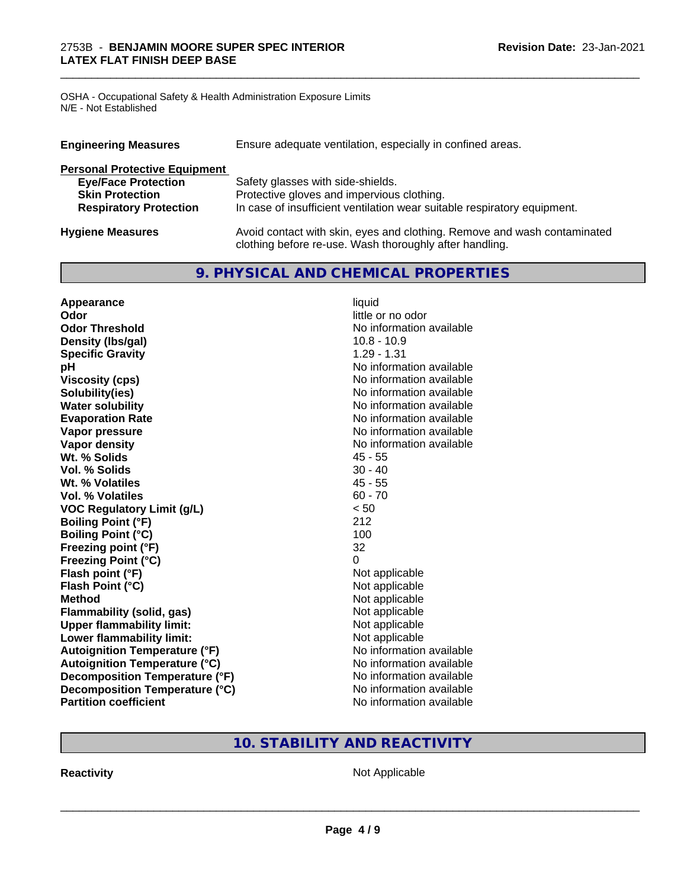OSHA - Occupational Safety & Health Administration Exposure Limits
N/E - Not Established

| | |
|---|---|
| **Engineering Measures** | Ensure adequate ventilation, especially in confined areas. |
| **Personal Protective Equipment** | |
| **Eye/Face Protection** | Safety glasses with side-shields. |
| **Skin Protection** | Protective gloves and impervious clothing. |
| **Respiratory Protection** | In case of insufficient ventilation wear suitable respiratory equipment. |
| **Hygiene Measures** | Avoid contact with skin, eyes and clothing. Remove and wash contaminated clothing before re-use. Wash thoroughly after handling. |

## 9. PHYSICAL AND CHEMICAL PROPERTIES

| | |
|---|---|
| **Appearance** | liquid |
| **Odor** | little or no odor |
| **Odor Threshold** | No information available |
| **Density (lbs/gal)** | 10.8 - 10.9 |
| **Specific Gravity** | 1.29 - 1.31 |
| **pH** | No information available |
| **Viscosity (cps)** | No information available |
| **Solubility(ies)** | No information available |
| **Water solubility** | No information available |
| **Evaporation Rate** | No information available |
| **Vapor pressure** | No information available |
| **Vapor density** | No information available |
| **Wt. % Solids** | 45 - 55 |
| **Vol. % Solids** | 30 - 40 |
| **Wt. % Volatiles** | 45 - 55 |
| **Vol. % Volatiles** | 60 - 70 |
| **VOC Regulatory Limit (g/L)** | < 50 |
| **Boiling Point (°F)** | 212 |
| **Boiling Point (°C)** | 100 |
| **Freezing point (°F)** | 32 |
| **Freezing Point (°C)** | 0 |
| **Flash point (°F)** | Not applicable |
| **Flash Point (°C)** | Not applicable |
| **Method** | Not applicable |
| **Flammability (solid, gas)** | Not applicable |
| **Upper flammability limit:** | Not applicable |
| **Lower flammability limit:** | Not applicable |
| **Autoignition Temperature (°F)** | No information available |
| **Autoignition Temperature (°C)** | No information available |
| **Decomposition Temperature (°F)** | No information available |
| **Decomposition Temperature (°C)** | No information available |
| **Partition coefficient** | No information available |

## 10. STABILITY AND REACTIVITY

| | |
|---|---|
| **Reactivity** | Not Applicable |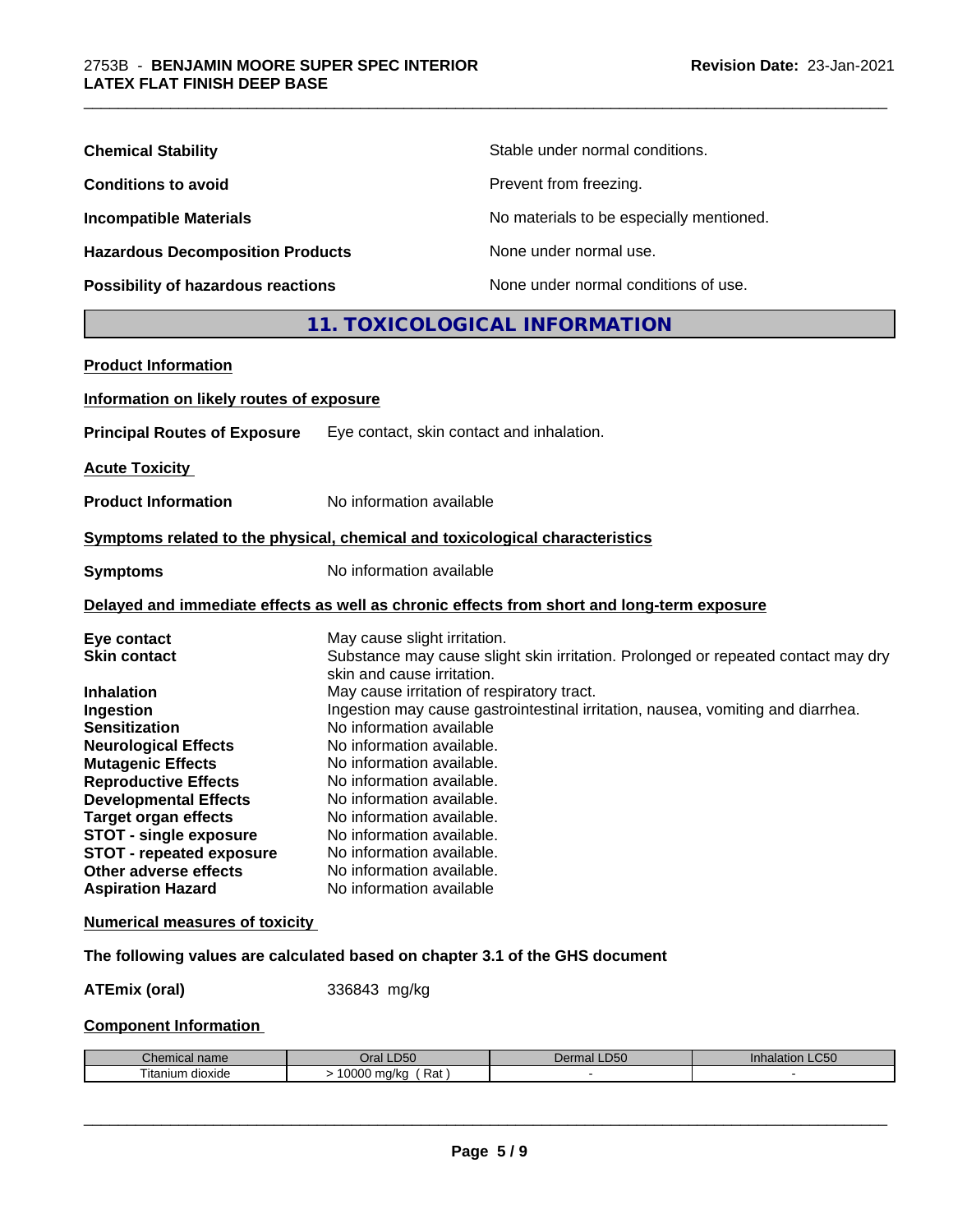**Chemical Stability** Stable under normal conditions.

**Conditions to avoid** Prevent from freezing.

**Incompatible Materials** No materials to be especially mentioned.

**Hazardous Decomposition Products** None under normal use.

**Possibility of hazardous reactions** None under normal conditions of use.

## 11. TOXICOLOGICAL INFORMATION

**Product Information**

**Information on likely routes of exposure**

**Principal Routes of Exposure** Eye contact, skin contact and inhalation.

**Acute Toxicity**

**Product Information** No information available

**Symptoms related to the physical, chemical and toxicological characteristics**

**Symptoms** No information available

**Delayed and immediate effects as well as chronic effects from short and long-term exposure**

**Eye contact** May cause slight irritation.
**Skin contact** Substance may cause slight skin irritation. Prolonged or repeated contact may dry skin and cause irritation.
**Inhalation** May cause irritation of respiratory tract.
**Ingestion** Ingestion may cause gastrointestinal irritation, nausea, vomiting and diarrhea.
**Sensitization** No information available
**Neurological Effects** No information available.
**Mutagenic Effects** No information available.
**Reproductive Effects** No information available.
**Developmental Effects** No information available.
**Target organ effects** No information available.
**STOT - single exposure** No information available.
**STOT - repeated exposure** No information available.
**Other adverse effects** No information available.
**Aspiration Hazard** No information available

**Numerical measures of toxicity**

**The following values are calculated based on chapter 3.1 of the GHS document**

**ATEmix (oral)** 336843 mg/kg

**Component Information**

| Chemical name | Oral LD50 | Dermal LD50 | Inhalation LC50 |
|---|---|---|---|
| Titanium dioxide | > 10000 mg/kg ( Rat ) | - | - |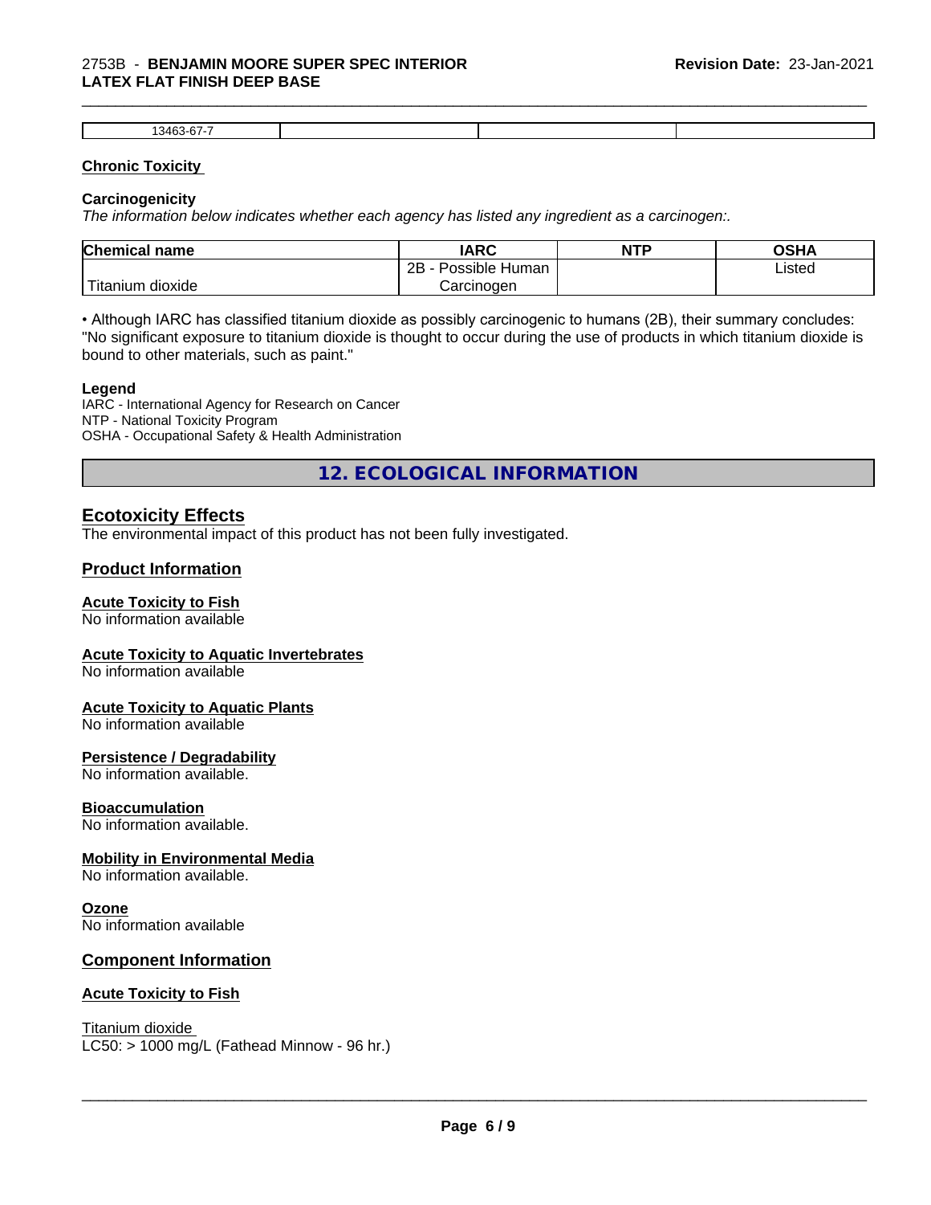| 13463-67-7 | | | |
|---|---|---|---|

**Chronic Toxicity**

**Carcinogenicity**

*The information below indicates whether each agency has listed any ingredient as a carcinogen:.*

| Chemical name | IARC | NTP | OSHA |
|---|---|---|---|
| Titanium dioxide | 2B - Possible Human Carcinogen | | Listed |

• Although IARC has classified titanium dioxide as possibly carcinogenic to humans (2B), their summary concludes: "No significant exposure to titanium dioxide is thought to occur during the use of products in which titanium dioxide is bound to other materials, such as paint."

**Legend**

IARC - International Agency for Research on Cancer
NTP - National Toxicity Program
OSHA - Occupational Safety & Health Administration

## 12. ECOLOGICAL INFORMATION

### Ecotoxicity Effects

The environmental impact of this product has not been fully investigated.

### Product Information

**Acute Toxicity to Fish**
No information available

**Acute Toxicity to Aquatic Invertebrates**
No information available

**Acute Toxicity to Aquatic Plants**
No information available

**Persistence / Degradability**
No information available.

**Bioaccumulation**
No information available.

**Mobility in Environmental Media**
No information available.

**Ozone**
No information available

### Component Information

**Acute Toxicity to Fish**

Titanium dioxide
LC50: > 1000 mg/L (Fathead Minnow - 96 hr.)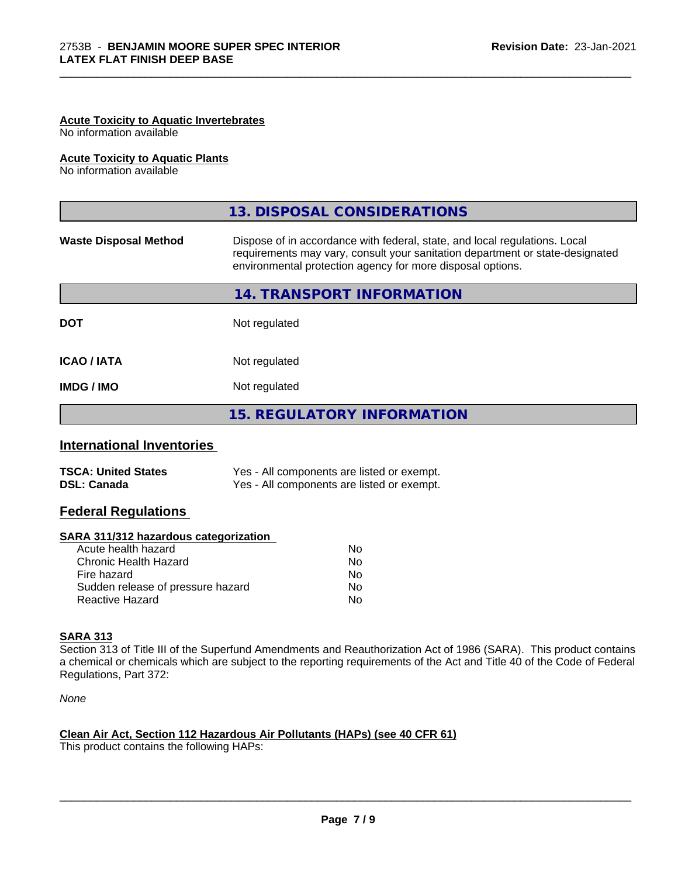**Acute Toxicity to Aquatic Invertebrates**
No information available

**Acute Toxicity to Aquatic Plants**
No information available

## 13. DISPOSAL CONSIDERATIONS

| | |
|---|---|
| **Waste Disposal Method** | Dispose of in accordance with federal, state, and local regulations. Local requirements may vary, consult your sanitation department or state-designated environmental protection agency for more disposal options. |

## 14. TRANSPORT INFORMATION

| | |
|---|---|
| **DOT** | Not regulated |
| **ICAO / IATA** | Not regulated |
| **IMDG / IMO** | Not regulated |

## 15. REGULATORY INFORMATION

### International Inventories

| | |
|---|---|
| **TSCA: United States** | Yes - All components are listed or exempt. |
| **DSL: Canada** | Yes - All components are listed or exempt. |

### Federal Regulations

**SARA 311/312 hazardous categorization**

| | |
|---|---|
| Acute health hazard | No |
| Chronic Health Hazard | No |
| Fire hazard | No |
| Sudden release of pressure hazard | No |
| Reactive Hazard | No |

**SARA 313**
Section 313 of Title III of the Superfund Amendments and Reauthorization Act of 1986 (SARA). This product contains a chemical or chemicals which are subject to the reporting requirements of the Act and Title 40 of the Code of Federal Regulations, Part 372:

*None*

**Clean Air Act, Section 112 Hazardous Air Pollutants (HAPs) (see 40 CFR 61)**
This product contains the following HAPs: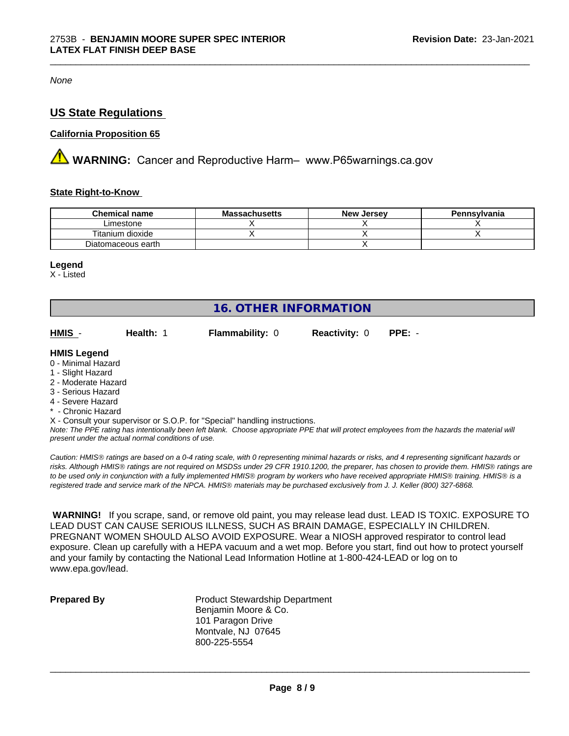*None*

## US State Regulations

### California Proposition 65

⚠ **WARNING:** Cancer and Reproductive Harm– www.P65warnings.ca.gov

### State Right-to-Know

| Chemical name | Massachusetts | New Jersey | Pennsylvania |
|---|---|---|---|
| Limestone | X | X | X |
| Titanium dioxide | X | X | X |
| Diatomaceous earth | | X | |

**Legend**
X - Listed

## 16. OTHER INFORMATION

**HMIS** - **Health:** 1 **Flammability:** 0 **Reactivity:** 0 **PPE:** -

**HMIS Legend**
- 0 - Minimal Hazard
- 1 - Slight Hazard
- 2 - Moderate Hazard
- 3 - Serious Hazard
- 4 - Severe Hazard
- * - Chronic Hazard

X - Consult your supervisor or S.O.P. for "Special" handling instructions.

*Note: The PPE rating has intentionally been left blank. Choose appropriate PPE that will protect employees from the hazards the material will present under the actual normal conditions of use.*

*Caution: HMIS® ratings are based on a 0-4 rating scale, with 0 representing minimal hazards or risks, and 4 representing significant hazards or risks. Although HMIS® ratings are not required on MSDSs under 29 CFR 1910.1200, the preparer, has chosen to provide them. HMIS® ratings are to be used only in conjunction with a fully implemented HMIS® program by workers who have received appropriate HMIS® training. HMIS® is a registered trade and service mark of the NPCA. HMIS® materials may be purchased exclusively from J. J. Keller (800) 327-6868.*

**WARNING!** If you scrape, sand, or remove old paint, you may release lead dust. LEAD IS TOXIC. EXPOSURE TO LEAD DUST CAN CAUSE SERIOUS ILLNESS, SUCH AS BRAIN DAMAGE, ESPECIALLY IN CHILDREN. PREGNANT WOMEN SHOULD ALSO AVOID EXPOSURE. Wear a NIOSH approved respirator to control lead exposure. Clean up carefully with a HEPA vacuum and a wet mop. Before you start, find out how to protect yourself and your family by contacting the National Lead Information Hotline at 1-800-424-LEAD or log on to www.epa.gov/lead.

**Prepared By**

Product Stewardship Department
Benjamin Moore & Co.
101 Paragon Drive
Montvale, NJ 07645
800-225-5554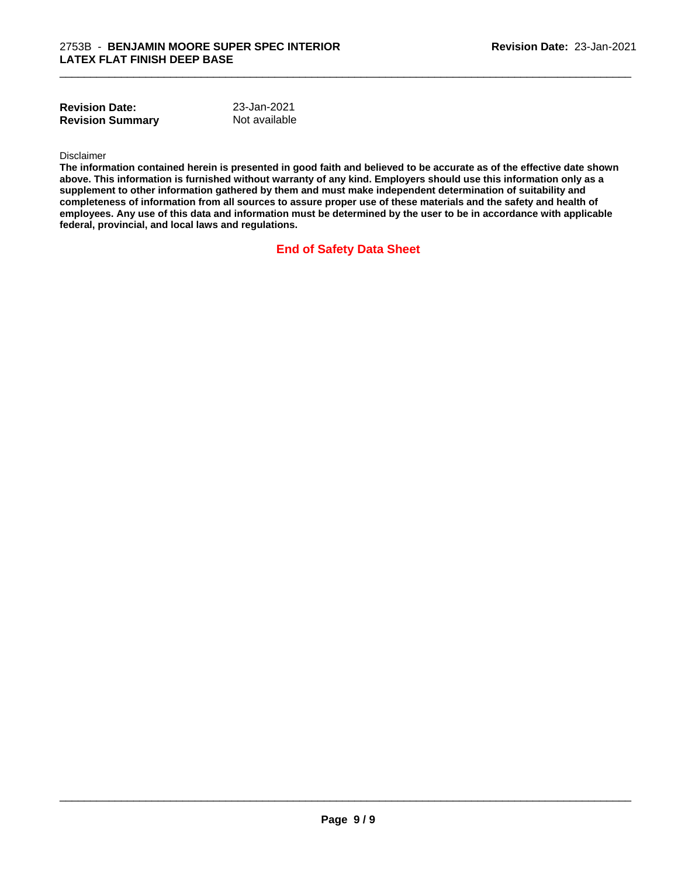| | |
|---|---|
| **Revision Date:** | 23-Jan-2021 |
| **Revision Summary** | Not available |

Disclaimer

**The information contained herein is presented in good faith and believed to be accurate as of the effective date shown above. This information is furnished without warranty of any kind. Employers should use this information only as a supplement to other information gathered by them and must make independent determination of suitability and completeness of information from all sources to assure proper use of these materials and the safety and health of employees. Any use of this data and information must be determined by the user to be in accordance with applicable federal, provincial, and local laws and regulations.**

**End of Safety Data Sheet**